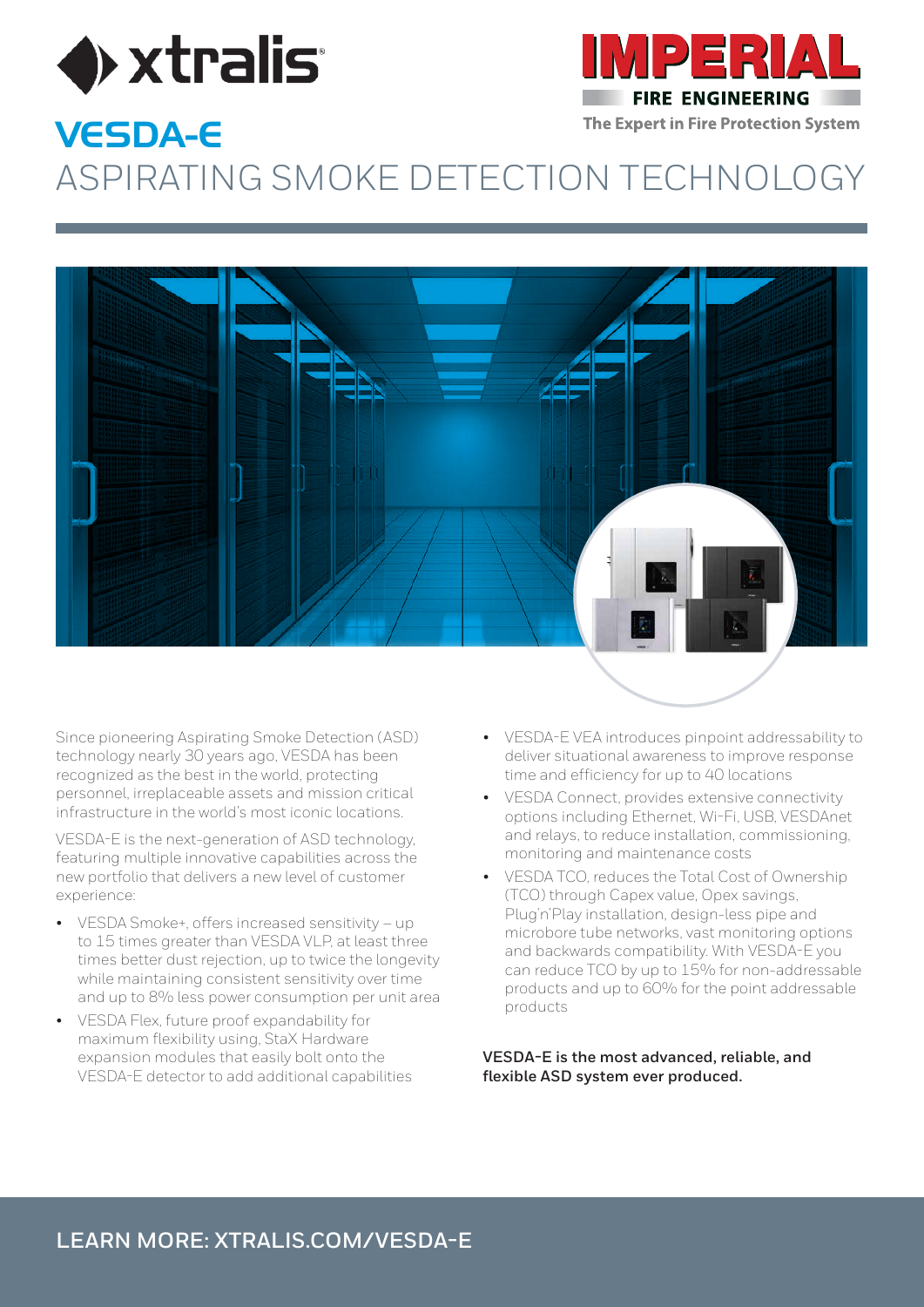xtralis

IMPERIAL FIRE ENGINEERING
The Expert in Fire Protection System

# VESDA-E

# ASPIRATING SMOKE DETECTION TECHNOLOGY

Since pioneering Aspirating Smoke Detection (ASD) technology nearly 30 years ago, VESDA has been recognized as the best in the world, protecting personnel, irreplaceable assets and mission critical infrastructure in the world's most iconic locations.

VESDA-E is the next-generation of ASD technology, featuring multiple innovative capabilities across the new portfolio that delivers a new level of customer experience:

- VESDA Smoke+, offers increased sensitivity – up to 15 times greater than VESDA VLP, at least three times better dust rejection, up to twice the longevity while maintaining consistent sensitivity over time and up to 8% less power consumption per unit area
- VESDA Flex, future proof expandability for maximum flexibility using, StaX Hardware expansion modules that easily bolt onto the VESDA-E detector to add additional capabilities
- VESDA-E VEA introduces pinpoint addressability to deliver situational awareness to improve response time and efficiency for up to 40 locations
- VESDA Connect, provides extensive connectivity options including Ethernet, Wi-Fi, USB, VESDAnet and relays, to reduce installation, commissioning, monitoring and maintenance costs
- VESDA TCO, reduces the Total Cost of Ownership (TCO) through Capex value, Opex savings, Plug'n'Play installation, design-less pipe and microbore tube networks, vast monitoring options and backwards compatibility. With VESDA-E you can reduce TCO by up to 15% for non-addressable products and up to 60% for the point addressable products

**VESDA-E is the most advanced, reliable, and flexible ASD system ever produced.**

LEARN MORE: XTRALIS.COM/VESDA-E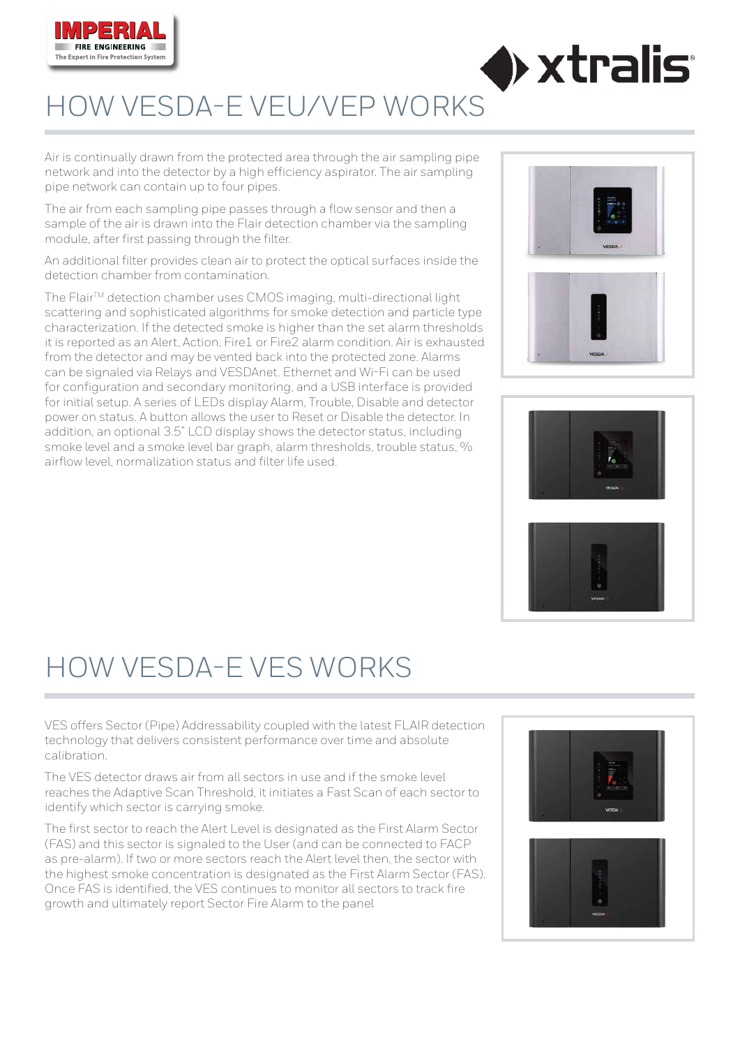# HOW VESDA-E VEU/VEP WORKS

Air is continually drawn from the protected area through the air sampling pipe network and into the detector by a high efficiency aspirator. The air sampling pipe network can contain up to four pipes.

The air from each sampling pipe passes through a flow sensor and then a sample of the air is drawn into the Flair detection chamber via the sampling module, after first passing through the filter.

An additional filter provides clean air to protect the optical surfaces inside the detection chamber from contamination.

The Flair™ detection chamber uses CMOS imaging, multi-directional light scattering and sophisticated algorithms for smoke detection and particle type characterization. If the detected smoke is higher than the set alarm thresholds it is reported as an Alert, Action, Fire1 or Fire2 alarm condition. Air is exhausted from the detector and may be vented back into the protected zone. Alarms can be signaled via Relays and VESDAnet. Ethernet and Wi-Fi can be used for configuration and secondary monitoring, and a USB interface is provided for initial setup. A series of LEDs display Alarm, Trouble, Disable and detector power on status. A button allows the user to Reset or Disable the detector. In addition, an optional 3.5" LCD display shows the detector status, including smoke level and a smoke level bar graph, alarm thresholds, trouble status, % airflow level, normalization status and filter life used.

# HOW VESDA-E VES WORKS

VES offers Sector (Pipe) Addressability coupled with the latest FLAIR detection technology that delivers consistent performance over time and absolute calibration.

The VES detector draws air from all sectors in use and if the smoke level reaches the Adaptive Scan Threshold, it initiates a Fast Scan of each sector to identify which sector is carrying smoke.

The first sector to reach the Alert Level is designated as the First Alarm Sector (FAS) and this sector is signaled to the User (and can be connected to FACP as pre-alarm). If two or more sectors reach the Alert level then, the sector with the highest smoke concentration is designated as the First Alarm Sector (FAS). Once FAS is identified, the VES continues to monitor all sectors to track fire growth and ultimately report Sector Fire Alarm to the panel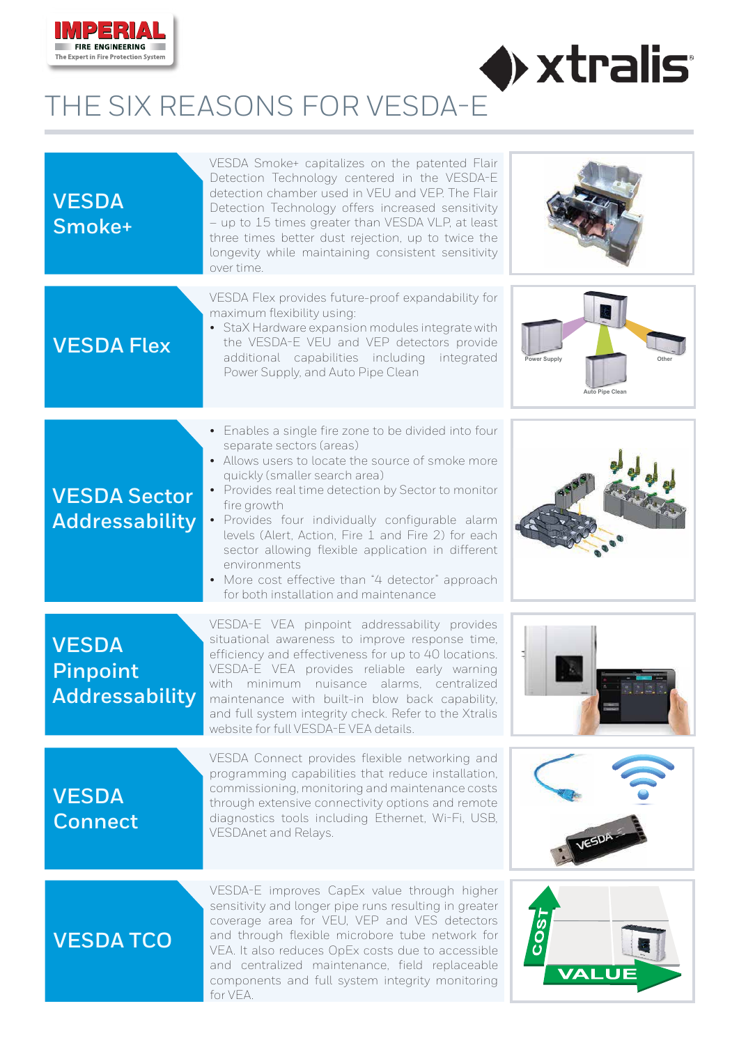# THE SIX REASONS FOR VESDA-E

## VESDA Smoke+

VESDA Smoke+ capitalizes on the patented Flair Detection Technology centered in the VESDA-E detection chamber used in VEU and VEP. The Flair Detection Technology offers increased sensitivity – up to 15 times greater than VESDA VLP, at least three times better dust rejection, up to twice the longevity while maintaining consistent sensitivity over time.

## VESDA Flex

VESDA Flex provides future-proof expandability for maximum flexibility using:

- StaX Hardware expansion modules integrate with the VESDA-E VEU and VEP detectors provide additional capabilities including integrated Power Supply, and Auto Pipe Clean

## VESDA Sector Addressability

- Enables a single fire zone to be divided into four separate sectors (areas)
- Allows users to locate the source of smoke more quickly (smaller search area)
- Provides real time detection by Sector to monitor fire growth
- Provides four individually configurable alarm levels (Alert, Action, Fire 1 and Fire 2) for each sector allowing flexible application in different environments
- More cost effective than "4 detector" approach for both installation and maintenance

## VESDA Pinpoint Addressability

VESDA-E VEA pinpoint addressability provides situational awareness to improve response time, efficiency and effectiveness for up to 40 locations. VESDA-E VEA provides reliable early warning with minimum nuisance alarms, centralized maintenance with built-in blow back capability, and full system integrity check. Refer to the Xtralis website for full VESDA-E VEA details.

## VESDA Connect

VESDA Connect provides flexible networking and programming capabilities that reduce installation, commissioning, monitoring and maintenance costs through extensive connectivity options and remote diagnostics tools including Ethernet, Wi-Fi, USB, VESDAnet and Relays.

## VESDA TCO

VESDA-E improves CapEx value through higher sensitivity and longer pipe runs resulting in greater coverage area for VEU, VEP and VES detectors and through flexible microbore tube network for VEA. It also reduces OpEx costs due to accessible and centralized maintenance, field replaceable components and full system integrity monitoring for VEA.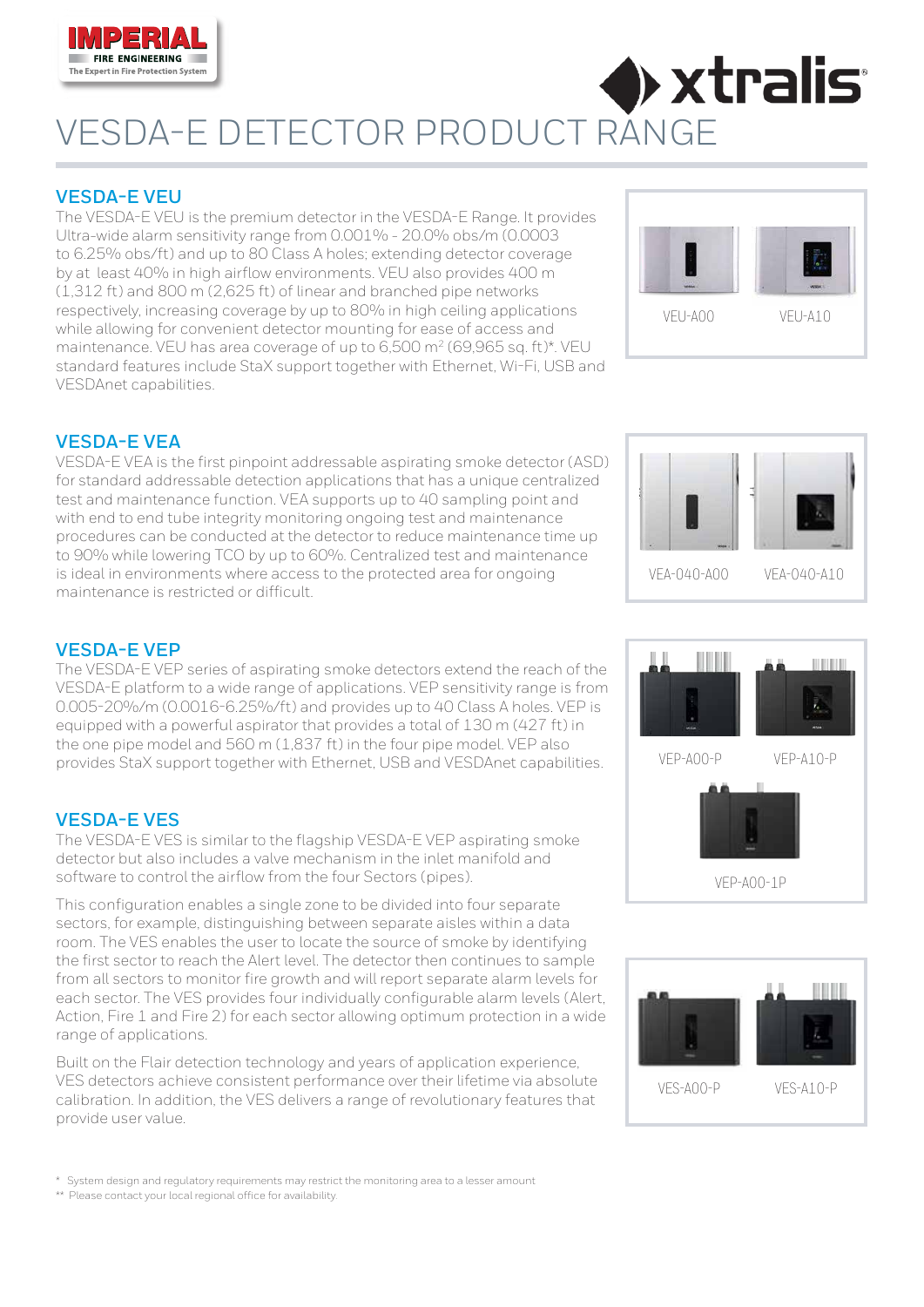# VESDA-E DETECTOR PRODUCT RANGE

## VESDA-E VEU

The VESDA-E VEU is the premium detector in the VESDA-E Range. It provides Ultra-wide alarm sensitivity range from 0.001% - 20.0% obs/m (0.0003 to 6.25% obs/ft) and up to 80 Class A holes; extending detector coverage by at least 40% in high airflow environments. VEU also provides 400 m (1,312 ft) and 800 m (2,625 ft) of linear and branched pipe networks respectively, increasing coverage by up to 80% in high ceiling applications while allowing for convenient detector mounting for ease of access and maintenance. VEU has area coverage of up to 6,500 m$^2$ (69,965 sq. ft)*. VEU standard features include StaX support together with Ethernet, Wi-Fi, USB and VESDAnet capabilities.

VEU-A00 VEU-A10

## VESDA-E VEA

VESDA-E VEA is the first pinpoint addressable aspirating smoke detector (ASD) for standard addressable detection applications that has a unique centralized test and maintenance function. VEA supports up to 40 sampling point and with end to end tube integrity monitoring ongoing test and maintenance procedures can be conducted at the detector to reduce maintenance time up to 90% while lowering TCO by up to 60%. Centralized test and maintenance is ideal in environments where access to the protected area for ongoing maintenance is restricted or difficult.

VEA-040-A00 VEA-040-A10

## VESDA-E VEP

The VESDA-E VEP series of aspirating smoke detectors extend the reach of the VESDA-E platform to a wide range of applications. VEP sensitivity range is from 0.005-20%/m (0.0016-6.25%/ft) and provides up to 40 Class A holes. VEP is equipped with a powerful aspirator that provides a total of 130 m (427 ft) in the one pipe model and 560 m (1,837 ft) in the four pipe model. VEP also provides StaX support together with Ethernet, USB and VESDAnet capabilities.

VEP-A00-P VEP-A10-P

VEP-A00-1P

## VESDA-E VES

The VESDA-E VES is similar to the flagship VESDA-E VEP aspirating smoke detector but also includes a valve mechanism in the inlet manifold and software to control the airflow from the four Sectors (pipes).

This configuration enables a single zone to be divided into four separate sectors, for example, distinguishing between separate aisles within a data room. The VES enables the user to locate the source of smoke by identifying the first sector to reach the Alert level. The detector then continues to sample from all sectors to monitor fire growth and will report separate alarm levels for each sector. The VES provides four individually configurable alarm levels (Alert, Action, Fire 1 and Fire 2) for each sector allowing optimum protection in a wide range of applications.

Built on the Flair detection technology and years of application experience, VES detectors achieve consistent performance over their lifetime via absolute calibration. In addition, the VES delivers a range of revolutionary features that provide user value.

VES-A00-P VES-A10-P

\* System design and regulatory requirements may restrict the monitoring area to a lesser amount

\*\* Please contact your local regional office for availability.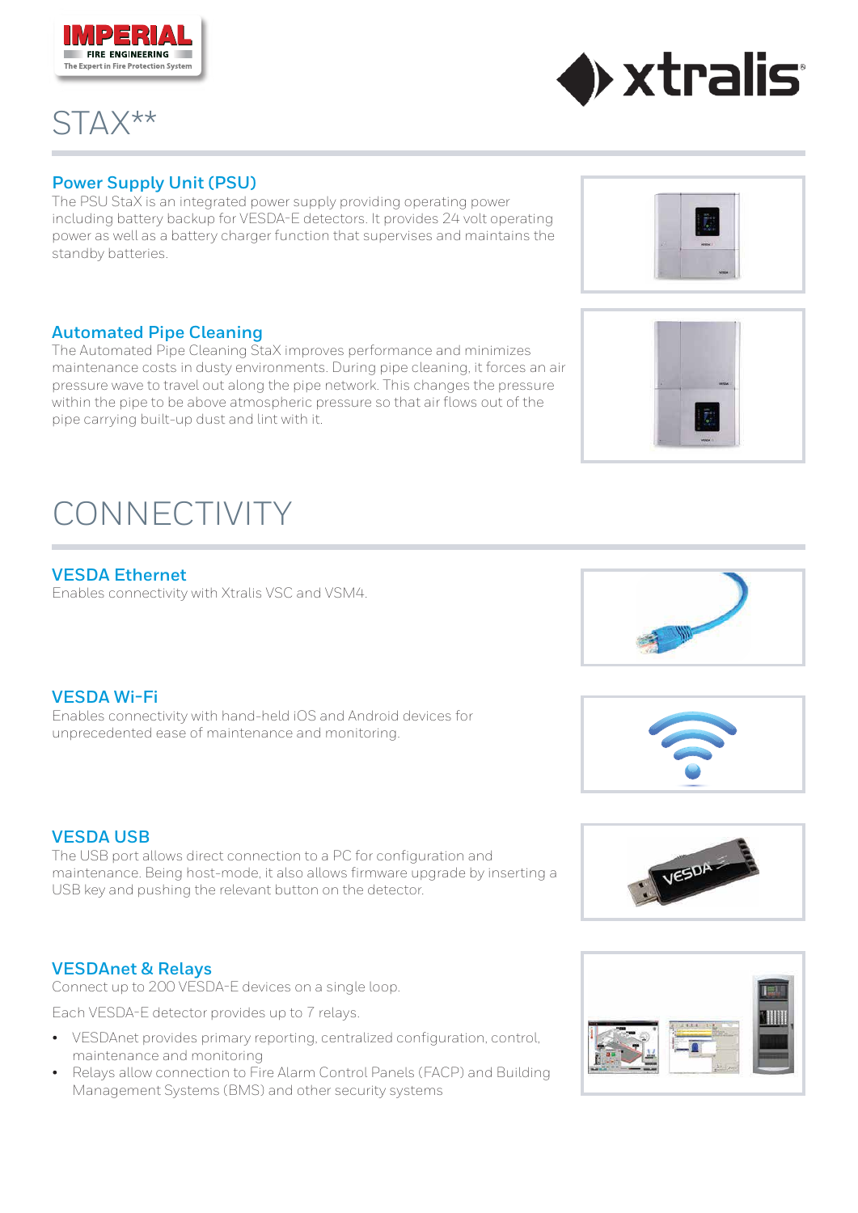# STAX**

## Power Supply Unit (PSU)

The PSU StaX is an integrated power supply providing operating power including battery backup for VESDA-E detectors. It provides 24 volt operating power as well as a battery charger function that supervises and maintains the standby batteries.

## Automated Pipe Cleaning

The Automated Pipe Cleaning StaX improves performance and minimizes maintenance costs in dusty environments. During pipe cleaning, it forces an air pressure wave to travel out along the pipe network. This changes the pressure within the pipe to be above atmospheric pressure so that air flows out of the pipe carrying built-up dust and lint with it.

# CONNECTIVITY

## VESDA Ethernet

Enables connectivity with Xtralis VSC and VSM4.

## VESDA Wi-Fi

Enables connectivity with hand-held iOS and Android devices for unprecedented ease of maintenance and monitoring.

## VESDA USB

The USB port allows direct connection to a PC for configuration and maintenance. Being host-mode, it also allows firmware upgrade by inserting a USB key and pushing the relevant button on the detector.

## VESDAnet & Relays

Connect up to 200 VESDA-E devices on a single loop.

Each VESDA-E detector provides up to 7 relays.

- VESDAnet provides primary reporting, centralized configuration, control, maintenance and monitoring
- Relays allow connection to Fire Alarm Control Panels (FACP) and Building Management Systems (BMS) and other security systems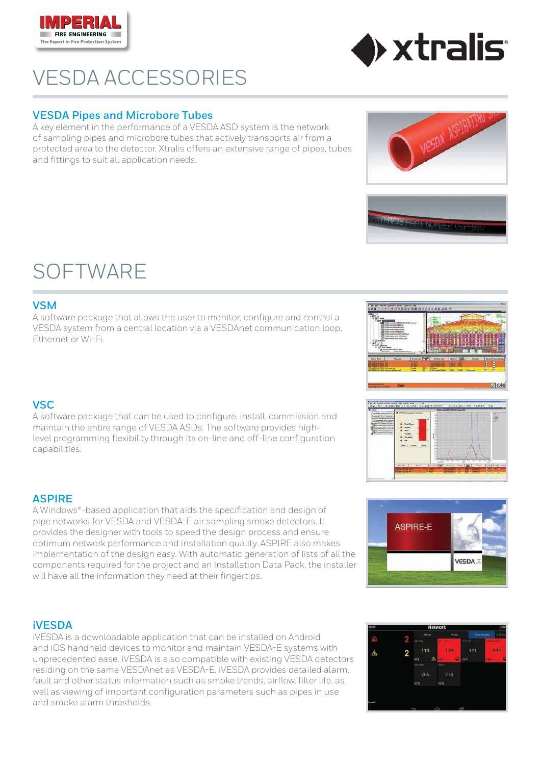# VESDA ACCESSORIES

## VESDA Pipes and Microbore Tubes

A key element in the performance of a VESDA ASD system is the network of sampling pipes and microbore tubes that actively transports air from a protected area to the detector. Xtralis offers an extensive range of pipes, tubes and fittings to suit all application needs.

# SOFTWARE

## VSM

A software package that allows the user to monitor, configure and control a VESDA system from a central location via a VESDAnet communication loop, Ethernet or Wi-Fi.

## VSC

A software package that can be used to configure, install, commission and maintain the entire range of VESDA ASDs. The software provides high-level programming flexibility through its on-line and off-line configuration capabilities.

## ASPIRE

A Windows®-based application that aids the specification and design of pipe networks for VESDA and VESDA-E air sampling smoke detectors. It provides the designer with tools to speed the design process and ensure optimum network performance and installation quality. ASPIRE also makes implementation of the design easy. With automatic generation of lists of all the components required for the project and an Installation Data Pack, the installer will have all the information they need at their fingertips.

## iVESDA

iVESDA is a downloadable application that can be installed on Android and iOS handheld devices to monitor and maintain VESDA-E systems with unprecedented ease. iVESDA is also compatible with existing VESDA detectors residing on the same VESDAnet as VESDA-E. iVESDA provides detailed alarm, fault and other status information such as smoke trends, airflow, filter life, as well as viewing of important configuration parameters such as pipes in use and smoke alarm thresholds.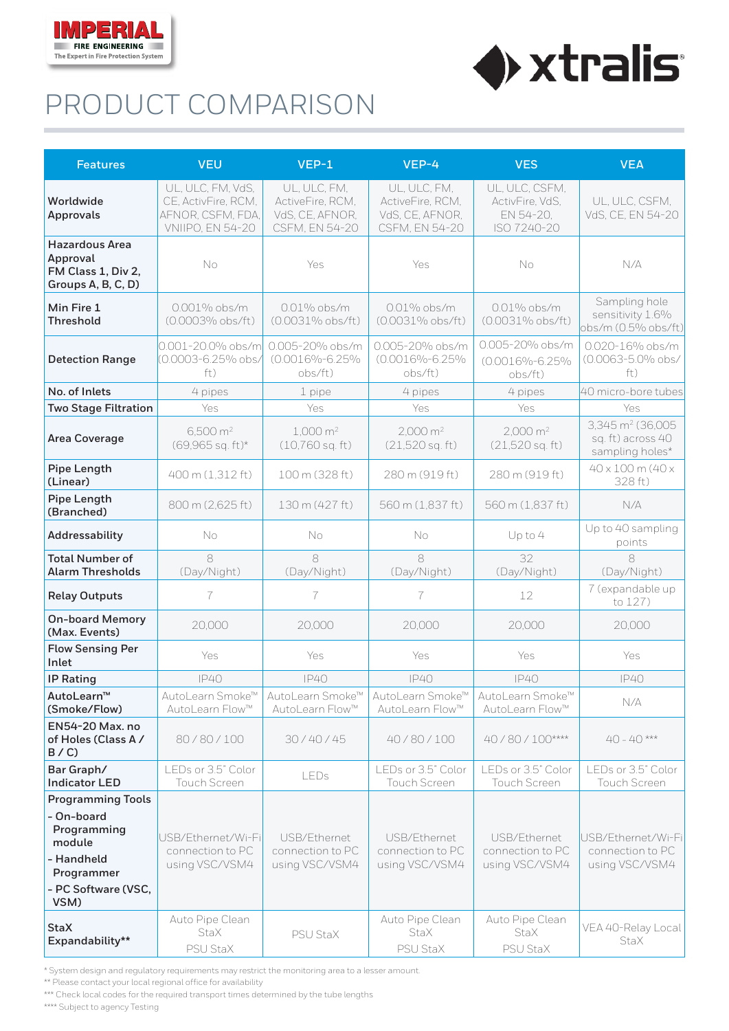# PRODUCT COMPARISON

| Features | VEU | VEP-1 | VEP-4 | VES | VEA |
|---|---|---|---|---|---|
| **Worldwide Approvals** | UL, ULC, FM, VdS, CE, ActivFire, RCM, AFNOR, CSFM, FDA, VNIIPO, EN 54-20 | UL, ULC, FM, ActiveFire, RCM, VdS, CE, AFNOR, CSFM, EN 54-20 | UL, ULC, FM, ActiveFire, RCM, VdS, CE, AFNOR, CSFM, EN 54-20 | UL, ULC, CSFM, ActivFire, VdS, EN 54-20, ISO 7240-20 | UL, ULC, CSFM, VdS, CE, EN 54-20 |
| **Hazardous Area Approval FM Class 1, Div 2, Groups A, B, C, D)** | No | Yes | Yes | No | N/A |
| **Min Fire 1 Threshold** | 0.001% obs/m (0.0003% obs/ft) | 0.01% obs/m (0.0031% obs/ft) | 0.01% obs/m (0.0031% obs/ft) | 0.01% obs/m (0.0031% obs/ft) | Sampling hole sensitivity 1.6% obs/m (0.5% obs/ft) |
| **Detection Range** | 0.001-20.0% obs/m (0.0003-6.25% obs/ft) | 0.005-20% obs/m (0.0016%-6.25% obs/ft) | 0.005-20% obs/m (0.0016%-6.25% obs/ft) | 0.005-20% obs/m (0.0016%-6.25% obs/ft) | 0.020-16% obs/m (0.0063-5.0% obs/ft) |
| **No. of Inlets** | 4 pipes | 1 pipe | 4 pipes | 4 pipes | 40 micro-bore tubes |
| **Two Stage Filtration** | Yes | Yes | Yes | Yes | Yes |
| **Area Coverage** | 6,500 m² (69,965 sq. ft)* | 1,000 m² (10,760 sq. ft) | 2,000 m² (21,520 sq. ft) | 2,000 m² (21,520 sq. ft) | 3,345 m² (36,005 sq. ft) across 40 sampling holes* |
| **Pipe Length (Linear)** | 400 m (1,312 ft) | 100 m (328 ft) | 280 m (919 ft) | 280 m (919 ft) | 40 x 100 m (40 x 328 ft) |
| **Pipe Length (Branched)** | 800 m (2,625 ft) | 130 m (427 ft) | 560 m (1,837 ft) | 560 m (1,837 ft) | N/A |
| **Addressability** | No | No | No | Up to 4 | Up to 40 sampling points |
| **Total Number of Alarm Thresholds** | 8 (Day/Night) | 8 (Day/Night) | 8 (Day/Night) | 32 (Day/Night) | 8 (Day/Night) |
| **Relay Outputs** | 7 | 7 | 7 | 12 | 7 (expandable up to 127) |
| **On-board Memory (Max. Events)** | 20,000 | 20,000 | 20,000 | 20,000 | 20,000 |
| **Flow Sensing Per Inlet** | Yes | Yes | Yes | Yes | Yes |
| **IP Rating** | IP40 | IP40 | IP40 | IP40 | IP40 |
| **AutoLearn™ (Smoke/Flow)** | AutoLearn Smoke™ AutoLearn Flow™ | AutoLearn Smoke™ AutoLearn Flow™ | AutoLearn Smoke™ AutoLearn Flow™ | AutoLearn Smoke™ AutoLearn Flow™ | N/A |
| **EN54-20 Max. no of Holes (Class A / B / C)** | 80 / 80 / 100 | 30 / 40 / 45 | 40 / 80 / 100 | 40 / 80 / 100**** | 40 - 40 *** |
| **Bar Graph/ Indicator LED** | LEDs or 3.5" Color Touch Screen | LEDs | LEDs or 3.5" Color Touch Screen | LEDs or 3.5" Color Touch Screen | LEDs or 3.5" Color Touch Screen |
| **Programming Tools** - On-board Programming module - Handheld Programmer - PC Software (VSC, VSM) | USB/Ethernet/Wi-Fi connection to PC using VSC/VSM4 | USB/Ethernet connection to PC using VSC/VSM4 | USB/Ethernet connection to PC using VSC/VSM4 | USB/Ethernet connection to PC using VSC/VSM4 | USB/Ethernet/Wi-Fi connection to PC using VSC/VSM4 |
| **StaX Expandability**** | Auto Pipe Clean StaX PSU StaX | PSU StaX | Auto Pipe Clean StaX PSU StaX | Auto Pipe Clean StaX PSU StaX | VEA 40-Relay Local StaX |

\* System design and regulatory requirements may restrict the monitoring area to a lesser amount.
** Please contact your local regional office for availability
*** Check local codes for the required transport times determined by the tube lengths
**** Subject to agency Testing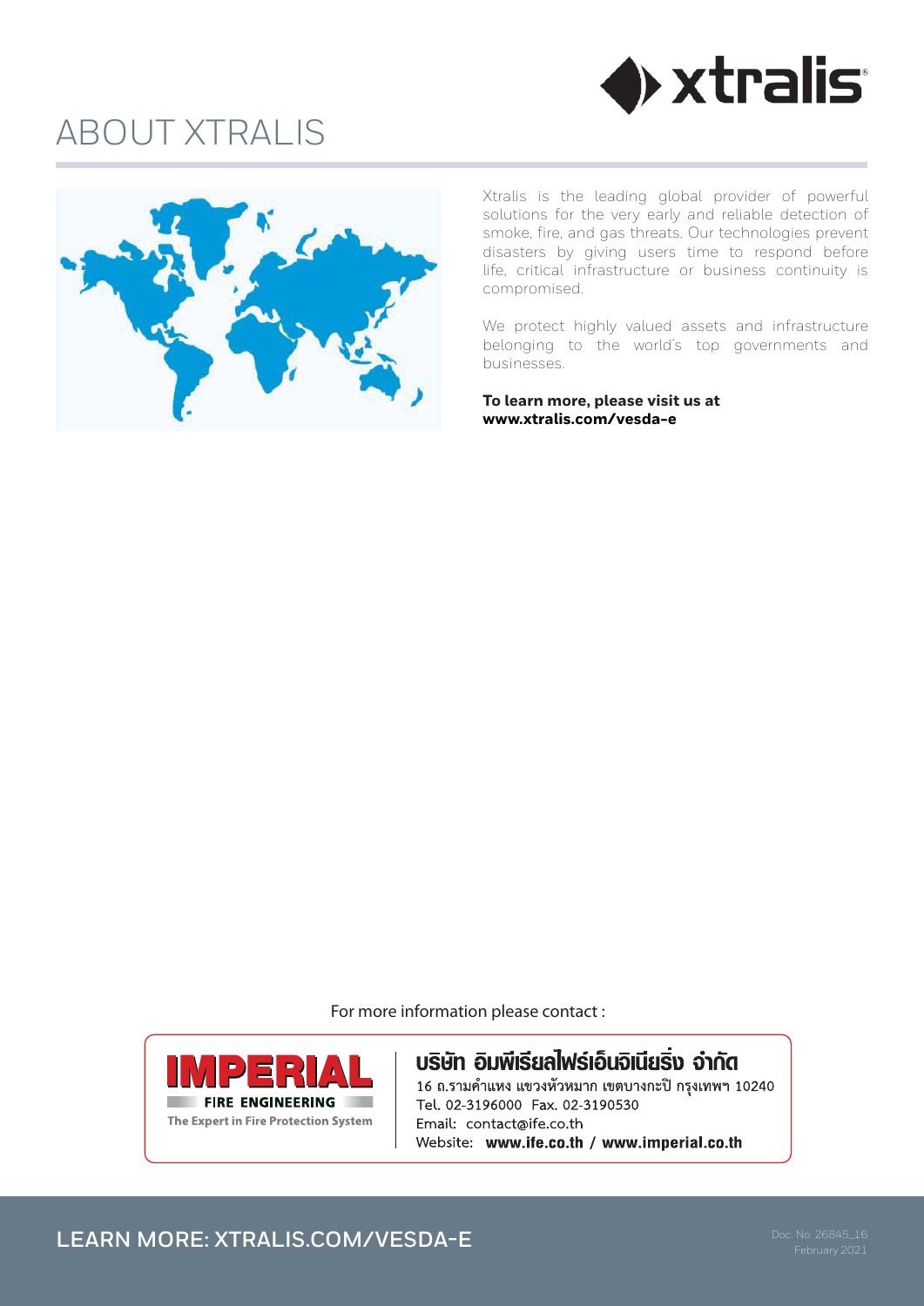# ABOUT XTRALIS

Xtralis is the leading global provider of powerful solutions for the very early and reliable detection of smoke, fire, and gas threats. Our technologies prevent disasters by giving users time to respond before life, critical infrastructure or business continuity is compromised.

We protect highly valued assets and infrastructure belonging to the world's top governments and businesses.

**To learn more, please visit us at**
**www.xtralis.com/vesda-e**

For more information please contact :

IMPERIAL
FIRE ENGINEERING
The Expert in Fire Protection System

**บริษัท อิมพีเรียลไฟร์เอ็นจิเนียริ่ง จำกัด**
16 ถ.รามคำแหง แขวงหัวหมาก เขตบางกะปิ กรุงเทพฯ 10240
Tel. 02-3196000 Fax. 02-3190530
Email: contact@ife.co.th
Website: **www.ife.co.th / www.imperial.co.th**

LEARN MORE: XTRALIS.COM/VESDA-E

Doc. No. 26845_16
February 2021